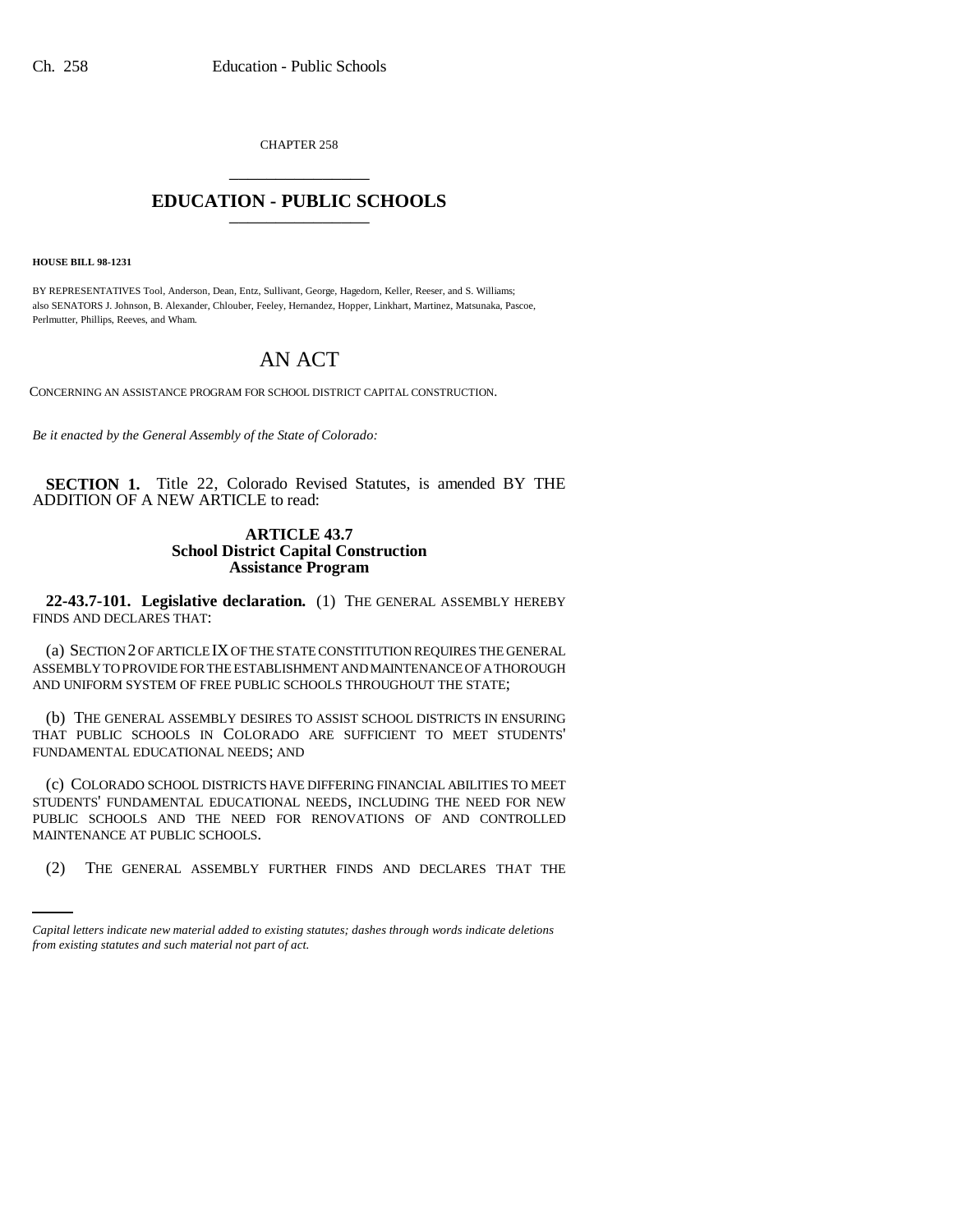CHAPTER 258

# EDUCATION - PUBLIC SCHOOLS

**HOUSE BILL 98-1231**

BY REPRESENTATIVES Tool, Anderson, Dean, Entz, Sullivant, George, Hagedorn, Keller, Reeser, and S. Williams;
also SENATORS J. Johnson, B. Alexander, Chlouber, Feeley, Hernandez, Hopper, Linkhart, Martinez, Matsunaka, Pascoe, Perlmutter, Phillips, Reeves, and Wham.

# AN ACT

CONCERNING AN ASSISTANCE PROGRAM FOR SCHOOL DISTRICT CAPITAL CONSTRUCTION.

*Be it enacted by the General Assembly of the State of Colorado:*

**SECTION 1.** Title 22, Colorado Revised Statutes, is amended BY THE ADDITION OF A NEW ARTICLE to read:

## ARTICLE 43.7
## School District Capital Construction Assistance Program

**22-43.7-101. Legislative declaration.** (1) THE GENERAL ASSEMBLY HEREBY FINDS AND DECLARES THAT:

(a) SECTION 2 OF ARTICLE IX OF THE STATE CONSTITUTION REQUIRES THE GENERAL ASSEMBLY TO PROVIDE FOR THE ESTABLISHMENT AND MAINTENANCE OF A THOROUGH AND UNIFORM SYSTEM OF FREE PUBLIC SCHOOLS THROUGHOUT THE STATE;

(b) THE GENERAL ASSEMBLY DESIRES TO ASSIST SCHOOL DISTRICTS IN ENSURING THAT PUBLIC SCHOOLS IN COLORADO ARE SUFFICIENT TO MEET STUDENTS' FUNDAMENTAL EDUCATIONAL NEEDS; AND

(c) COLORADO SCHOOL DISTRICTS HAVE DIFFERING FINANCIAL ABILITIES TO MEET STUDENTS' FUNDAMENTAL EDUCATIONAL NEEDS, INCLUDING THE NEED FOR NEW PUBLIC SCHOOLS AND THE NEED FOR RENOVATIONS OF AND CONTROLLED MAINTENANCE AT PUBLIC SCHOOLS.

(2) THE GENERAL ASSEMBLY FURTHER FINDS AND DECLARES THAT THE

*Capital letters indicate new material added to existing statutes; dashes through words indicate deletions from existing statutes and such material not part of act.*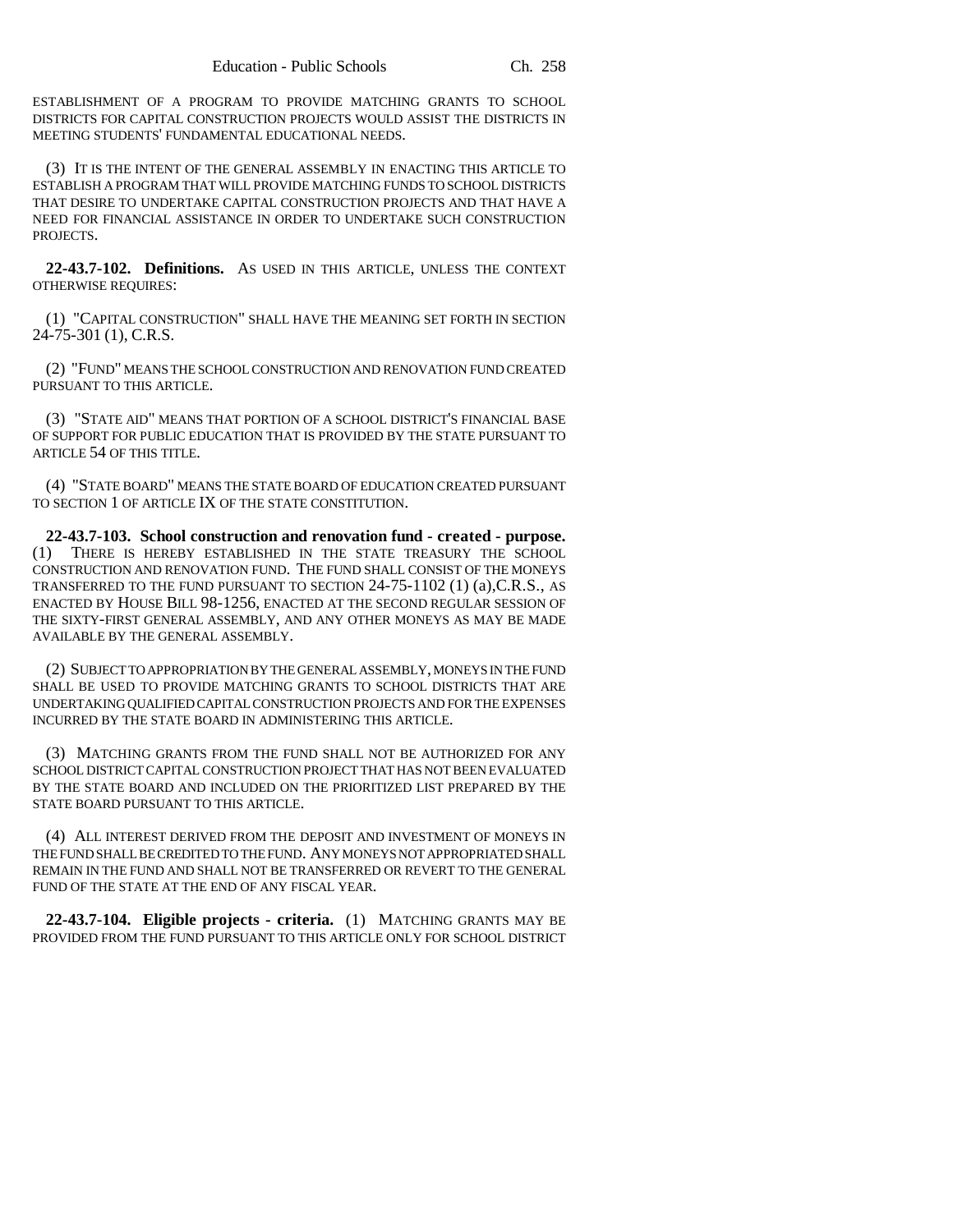ESTABLISHMENT OF A PROGRAM TO PROVIDE MATCHING GRANTS TO SCHOOL DISTRICTS FOR CAPITAL CONSTRUCTION PROJECTS WOULD ASSIST THE DISTRICTS IN MEETING STUDENTS' FUNDAMENTAL EDUCATIONAL NEEDS.

(3) IT IS THE INTENT OF THE GENERAL ASSEMBLY IN ENACTING THIS ARTICLE TO ESTABLISH A PROGRAM THAT WILL PROVIDE MATCHING FUNDS TO SCHOOL DISTRICTS THAT DESIRE TO UNDERTAKE CAPITAL CONSTRUCTION PROJECTS AND THAT HAVE A NEED FOR FINANCIAL ASSISTANCE IN ORDER TO UNDERTAKE SUCH CONSTRUCTION PROJECTS.

**22-43.7-102. Definitions.** AS USED IN THIS ARTICLE, UNLESS THE CONTEXT OTHERWISE REQUIRES:

(1) "CAPITAL CONSTRUCTION" SHALL HAVE THE MEANING SET FORTH IN SECTION 24-75-301 (1), C.R.S.

(2) "FUND" MEANS THE SCHOOL CONSTRUCTION AND RENOVATION FUND CREATED PURSUANT TO THIS ARTICLE.

(3) "STATE AID" MEANS THAT PORTION OF A SCHOOL DISTRICT'S FINANCIAL BASE OF SUPPORT FOR PUBLIC EDUCATION THAT IS PROVIDED BY THE STATE PURSUANT TO ARTICLE 54 OF THIS TITLE.

(4) "STATE BOARD" MEANS THE STATE BOARD OF EDUCATION CREATED PURSUANT TO SECTION 1 OF ARTICLE IX OF THE STATE CONSTITUTION.

**22-43.7-103. School construction and renovation fund - created - purpose.** (1) THERE IS HEREBY ESTABLISHED IN THE STATE TREASURY THE SCHOOL CONSTRUCTION AND RENOVATION FUND. THE FUND SHALL CONSIST OF THE MONEYS TRANSFERRED TO THE FUND PURSUANT TO SECTION 24-75-1102 (1) (a),C.R.S., AS ENACTED BY HOUSE BILL 98-1256, ENACTED AT THE SECOND REGULAR SESSION OF THE SIXTY-FIRST GENERAL ASSEMBLY, AND ANY OTHER MONEYS AS MAY BE MADE AVAILABLE BY THE GENERAL ASSEMBLY.

(2) SUBJECT TO APPROPRIATION BY THE GENERAL ASSEMBLY, MONEYS IN THE FUND SHALL BE USED TO PROVIDE MATCHING GRANTS TO SCHOOL DISTRICTS THAT ARE UNDERTAKING QUALIFIED CAPITAL CONSTRUCTION PROJECTS AND FOR THE EXPENSES INCURRED BY THE STATE BOARD IN ADMINISTERING THIS ARTICLE.

(3) MATCHING GRANTS FROM THE FUND SHALL NOT BE AUTHORIZED FOR ANY SCHOOL DISTRICT CAPITAL CONSTRUCTION PROJECT THAT HAS NOT BEEN EVALUATED BY THE STATE BOARD AND INCLUDED ON THE PRIORITIZED LIST PREPARED BY THE STATE BOARD PURSUANT TO THIS ARTICLE.

(4) ALL INTEREST DERIVED FROM THE DEPOSIT AND INVESTMENT OF MONEYS IN THE FUND SHALL BE CREDITED TO THE FUND. ANY MONEYS NOT APPROPRIATED SHALL REMAIN IN THE FUND AND SHALL NOT BE TRANSFERRED OR REVERT TO THE GENERAL FUND OF THE STATE AT THE END OF ANY FISCAL YEAR.

**22-43.7-104. Eligible projects - criteria.** (1) MATCHING GRANTS MAY BE PROVIDED FROM THE FUND PURSUANT TO THIS ARTICLE ONLY FOR SCHOOL DISTRICT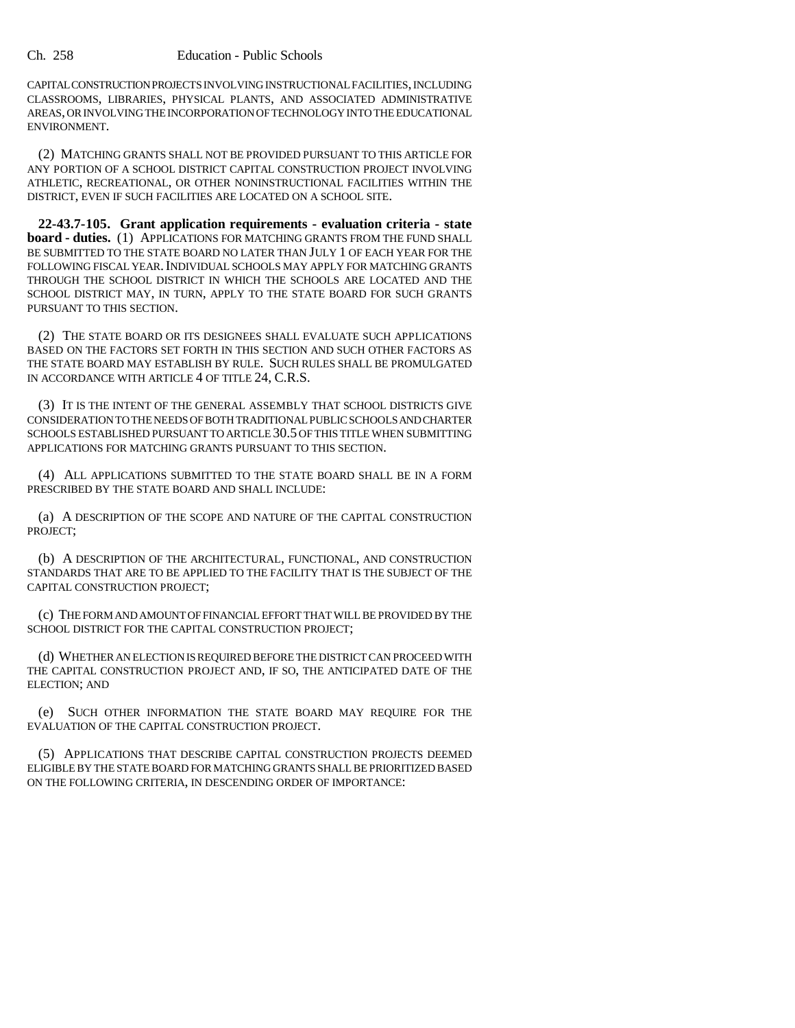CAPITAL CONSTRUCTION PROJECTS INVOLVING INSTRUCTIONAL FACILITIES, INCLUDING CLASSROOMS, LIBRARIES, PHYSICAL PLANTS, AND ASSOCIATED ADMINISTRATIVE AREAS, OR INVOLVING THE INCORPORATION OF TECHNOLOGY INTO THE EDUCATIONAL ENVIRONMENT.

(2) MATCHING GRANTS SHALL NOT BE PROVIDED PURSUANT TO THIS ARTICLE FOR ANY PORTION OF A SCHOOL DISTRICT CAPITAL CONSTRUCTION PROJECT INVOLVING ATHLETIC, RECREATIONAL, OR OTHER NONINSTRUCTIONAL FACILITIES WITHIN THE DISTRICT, EVEN IF SUCH FACILITIES ARE LOCATED ON A SCHOOL SITE.

**22-43.7-105. Grant application requirements - evaluation criteria - state board - duties.** (1) APPLICATIONS FOR MATCHING GRANTS FROM THE FUND SHALL BE SUBMITTED TO THE STATE BOARD NO LATER THAN JULY 1 OF EACH YEAR FOR THE FOLLOWING FISCAL YEAR. INDIVIDUAL SCHOOLS MAY APPLY FOR MATCHING GRANTS THROUGH THE SCHOOL DISTRICT IN WHICH THE SCHOOLS ARE LOCATED AND THE SCHOOL DISTRICT MAY, IN TURN, APPLY TO THE STATE BOARD FOR SUCH GRANTS PURSUANT TO THIS SECTION.

(2) THE STATE BOARD OR ITS DESIGNEES SHALL EVALUATE SUCH APPLICATIONS BASED ON THE FACTORS SET FORTH IN THIS SECTION AND SUCH OTHER FACTORS AS THE STATE BOARD MAY ESTABLISH BY RULE. SUCH RULES SHALL BE PROMULGATED IN ACCORDANCE WITH ARTICLE 4 OF TITLE 24, C.R.S.

(3) IT IS THE INTENT OF THE GENERAL ASSEMBLY THAT SCHOOL DISTRICTS GIVE CONSIDERATION TO THE NEEDS OF BOTH TRADITIONAL PUBLIC SCHOOLS AND CHARTER SCHOOLS ESTABLISHED PURSUANT TO ARTICLE 30.5 OF THIS TITLE WHEN SUBMITTING APPLICATIONS FOR MATCHING GRANTS PURSUANT TO THIS SECTION.

(4) ALL APPLICATIONS SUBMITTED TO THE STATE BOARD SHALL BE IN A FORM PRESCRIBED BY THE STATE BOARD AND SHALL INCLUDE:

(a) A DESCRIPTION OF THE SCOPE AND NATURE OF THE CAPITAL CONSTRUCTION PROJECT;

(b) A DESCRIPTION OF THE ARCHITECTURAL, FUNCTIONAL, AND CONSTRUCTION STANDARDS THAT ARE TO BE APPLIED TO THE FACILITY THAT IS THE SUBJECT OF THE CAPITAL CONSTRUCTION PROJECT;

(c) THE FORM AND AMOUNT OF FINANCIAL EFFORT THAT WILL BE PROVIDED BY THE SCHOOL DISTRICT FOR THE CAPITAL CONSTRUCTION PROJECT;

(d) WHETHER AN ELECTION IS REQUIRED BEFORE THE DISTRICT CAN PROCEED WITH THE CAPITAL CONSTRUCTION PROJECT AND, IF SO, THE ANTICIPATED DATE OF THE ELECTION; AND

(e) SUCH OTHER INFORMATION THE STATE BOARD MAY REQUIRE FOR THE EVALUATION OF THE CAPITAL CONSTRUCTION PROJECT.

(5) APPLICATIONS THAT DESCRIBE CAPITAL CONSTRUCTION PROJECTS DEEMED ELIGIBLE BY THE STATE BOARD FOR MATCHING GRANTS SHALL BE PRIORITIZED BASED ON THE FOLLOWING CRITERIA, IN DESCENDING ORDER OF IMPORTANCE: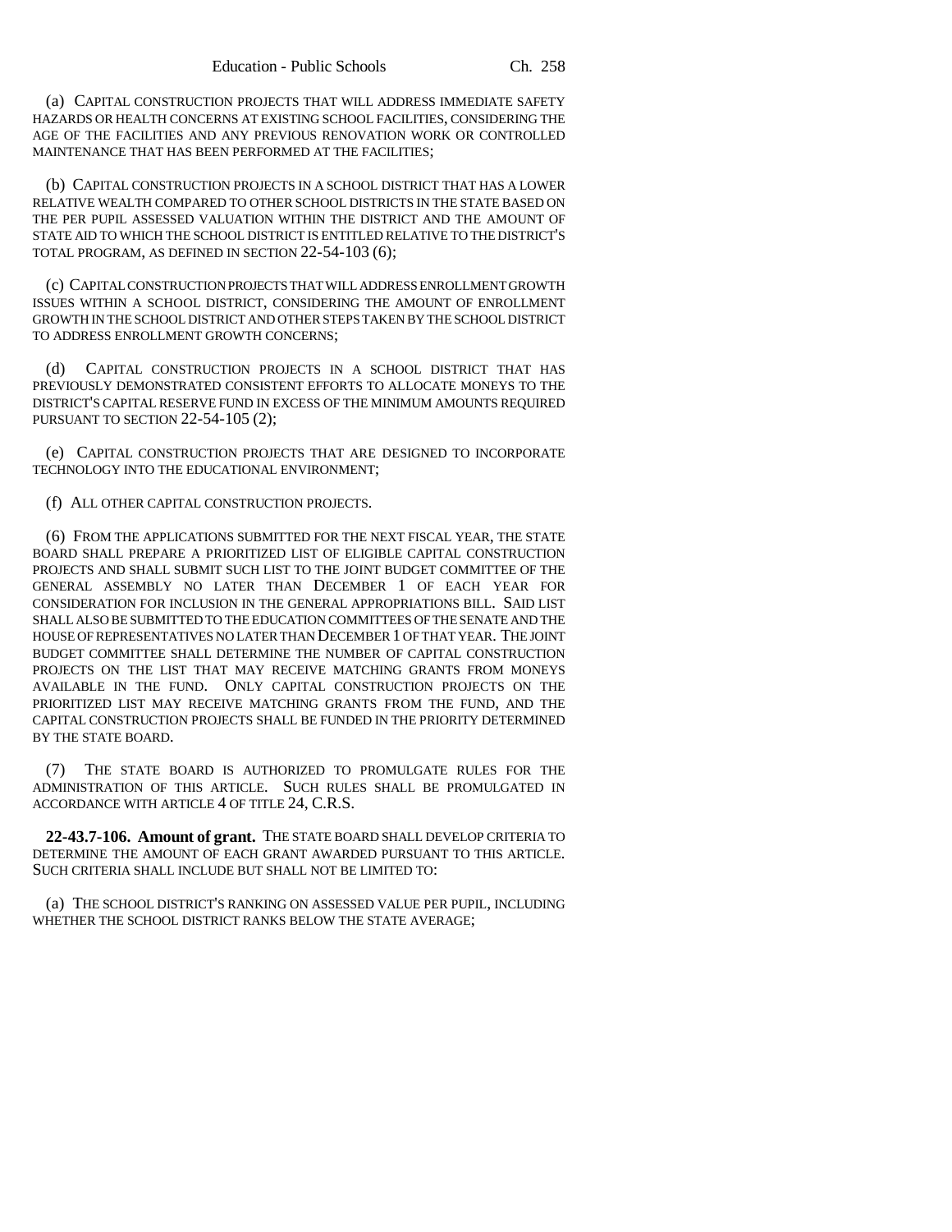(a) CAPITAL CONSTRUCTION PROJECTS THAT WILL ADDRESS IMMEDIATE SAFETY HAZARDS OR HEALTH CONCERNS AT EXISTING SCHOOL FACILITIES, CONSIDERING THE AGE OF THE FACILITIES AND ANY PREVIOUS RENOVATION WORK OR CONTROLLED MAINTENANCE THAT HAS BEEN PERFORMED AT THE FACILITIES;

(b) CAPITAL CONSTRUCTION PROJECTS IN A SCHOOL DISTRICT THAT HAS A LOWER RELATIVE WEALTH COMPARED TO OTHER SCHOOL DISTRICTS IN THE STATE BASED ON THE PER PUPIL ASSESSED VALUATION WITHIN THE DISTRICT AND THE AMOUNT OF STATE AID TO WHICH THE SCHOOL DISTRICT IS ENTITLED RELATIVE TO THE DISTRICT'S TOTAL PROGRAM, AS DEFINED IN SECTION 22-54-103 (6);

(c) CAPITAL CONSTRUCTION PROJECTS THAT WILL ADDRESS ENROLLMENT GROWTH ISSUES WITHIN A SCHOOL DISTRICT, CONSIDERING THE AMOUNT OF ENROLLMENT GROWTH IN THE SCHOOL DISTRICT AND OTHER STEPS TAKEN BY THE SCHOOL DISTRICT TO ADDRESS ENROLLMENT GROWTH CONCERNS;

(d) CAPITAL CONSTRUCTION PROJECTS IN A SCHOOL DISTRICT THAT HAS PREVIOUSLY DEMONSTRATED CONSISTENT EFFORTS TO ALLOCATE MONEYS TO THE DISTRICT'S CAPITAL RESERVE FUND IN EXCESS OF THE MINIMUM AMOUNTS REQUIRED PURSUANT TO SECTION 22-54-105 (2);

(e) CAPITAL CONSTRUCTION PROJECTS THAT ARE DESIGNED TO INCORPORATE TECHNOLOGY INTO THE EDUCATIONAL ENVIRONMENT;

(f) ALL OTHER CAPITAL CONSTRUCTION PROJECTS.

(6) FROM THE APPLICATIONS SUBMITTED FOR THE NEXT FISCAL YEAR, THE STATE BOARD SHALL PREPARE A PRIORITIZED LIST OF ELIGIBLE CAPITAL CONSTRUCTION PROJECTS AND SHALL SUBMIT SUCH LIST TO THE JOINT BUDGET COMMITTEE OF THE GENERAL ASSEMBLY NO LATER THAN DECEMBER 1 OF EACH YEAR FOR CONSIDERATION FOR INCLUSION IN THE GENERAL APPROPRIATIONS BILL. SAID LIST SHALL ALSO BE SUBMITTED TO THE EDUCATION COMMITTEES OF THE SENATE AND THE HOUSE OF REPRESENTATIVES NO LATER THAN DECEMBER 1 OF THAT YEAR. THE JOINT BUDGET COMMITTEE SHALL DETERMINE THE NUMBER OF CAPITAL CONSTRUCTION PROJECTS ON THE LIST THAT MAY RECEIVE MATCHING GRANTS FROM MONEYS AVAILABLE IN THE FUND. ONLY CAPITAL CONSTRUCTION PROJECTS ON THE PRIORITIZED LIST MAY RECEIVE MATCHING GRANTS FROM THE FUND, AND THE CAPITAL CONSTRUCTION PROJECTS SHALL BE FUNDED IN THE PRIORITY DETERMINED BY THE STATE BOARD.

(7) THE STATE BOARD IS AUTHORIZED TO PROMULGATE RULES FOR THE ADMINISTRATION OF THIS ARTICLE. SUCH RULES SHALL BE PROMULGATED IN ACCORDANCE WITH ARTICLE 4 OF TITLE 24, C.R.S.

**22-43.7-106. Amount of grant.** THE STATE BOARD SHALL DEVELOP CRITERIA TO DETERMINE THE AMOUNT OF EACH GRANT AWARDED PURSUANT TO THIS ARTICLE. SUCH CRITERIA SHALL INCLUDE BUT SHALL NOT BE LIMITED TO:

(a) THE SCHOOL DISTRICT'S RANKING ON ASSESSED VALUE PER PUPIL, INCLUDING WHETHER THE SCHOOL DISTRICT RANKS BELOW THE STATE AVERAGE;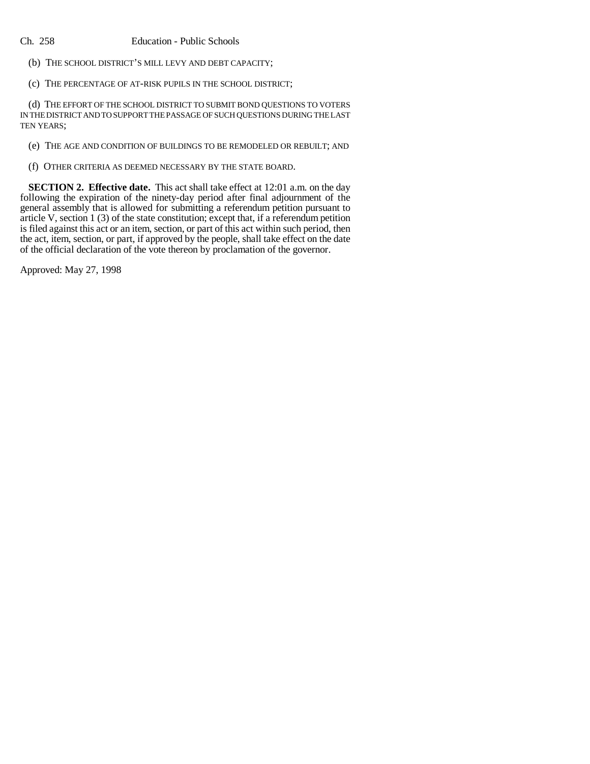(b) THE SCHOOL DISTRICT'S MILL LEVY AND DEBT CAPACITY;

(c) THE PERCENTAGE OF AT-RISK PUPILS IN THE SCHOOL DISTRICT;

(d) THE EFFORT OF THE SCHOOL DISTRICT TO SUBMIT BOND QUESTIONS TO VOTERS IN THE DISTRICT AND TO SUPPORT THE PASSAGE OF SUCH QUESTIONS DURING THE LAST TEN YEARS;

(e) THE AGE AND CONDITION OF BUILDINGS TO BE REMODELED OR REBUILT; AND

(f) OTHER CRITERIA AS DEEMED NECESSARY BY THE STATE BOARD.

**SECTION 2. Effective date.** This act shall take effect at 12:01 a.m. on the day following the expiration of the ninety-day period after final adjournment of the general assembly that is allowed for submitting a referendum petition pursuant to article V, section 1 (3) of the state constitution; except that, if a referendum petition is filed against this act or an item, section, or part of this act within such period, then the act, item, section, or part, if approved by the people, shall take effect on the date of the official declaration of the vote thereon by proclamation of the governor.

Approved: May 27, 1998